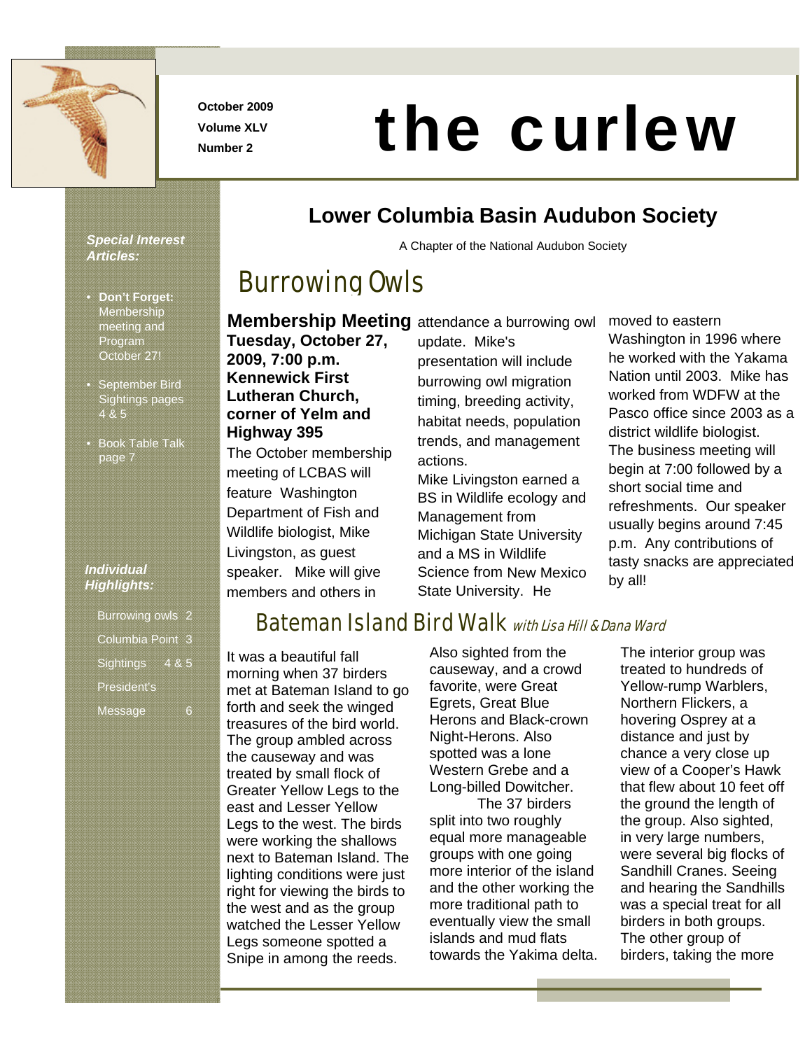October 2009
Volume XLV
Number 2

# the curlew

## Lower Columbia Basin Audubon Society

A Chapter of the National Audubon Society

***Special Interest Articles:***

- **Don't Forget:** Membership meeting and Program October 27!
- September Bird Sightings pages 4 & 5
- Book Table Talk page 7

***Individual Highlights:***

- Burrowing owls 2
- Columbia Point 3
- Sightings 4 & 5
- President's Message 6

## Burrowing Owls

**Membership Meeting**
**Tuesday, October 27, 2009, 7:00 p.m. Kennewick First Lutheran Church, corner of Yelm and Highway 395**

The October membership meeting of LCBAS will feature Washington Department of Fish and Wildlife biologist, Mike Livingston, as guest speaker. Mike will give members and others in attendance a burrowing owl update. Mike's presentation will include burrowing owl migration timing, breeding activity, habitat needs, population trends, and management actions.

Mike Livingston earned a BS in Wildlife ecology and Management from Michigan State University and a MS in Wildlife Science from New Mexico State University. He moved to eastern Washington in 1996 where he worked with the Yakama Nation until 2003. Mike has worked from WDFW at the Pasco office since 2003 as a district wildlife biologist.

The business meeting will begin at 7:00 followed by a short social time and refreshments. Our speaker usually begins around 7:45 p.m. Any contributions of tasty snacks are appreciated by all!

## Bateman Island Bird Walk *with Lisa Hill & Dana Ward*

It was a beautiful fall morning when 37 birders met at Bateman Island to go forth and seek the winged treasures of the bird world. The group ambled across the causeway and was treated by small flock of Greater Yellow Legs to the east and Lesser Yellow Legs to the west. The birds were working the shallows next to Bateman Island. The lighting conditions were just right for viewing the birds to the west and as the group watched the Lesser Yellow Legs someone spotted a Snipe in among the reeds. Also sighted from the causeway, and a crowd favorite, were Great Egrets, Great Blue Herons and Black-crown Night-Herons. Also spotted was a lone Western Grebe and a Long-billed Dowitcher.

The 37 birders split into two roughly equal more manageable groups with one going more interior of the island and the other working the more traditional path to eventually view the small islands and mud flats towards the Yakima delta. The interior group was treated to hundreds of Yellow-rump Warblers, Northern Flickers, a hovering Osprey at a distance and just by chance a very close up view of a Cooper's Hawk that flew about 10 feet off the ground the length of the group. Also sighted, in very large numbers, were several big flocks of Sandhill Cranes. Seeing and hearing the Sandhills was a special treat for all birders in both groups. The other group of birders, taking the more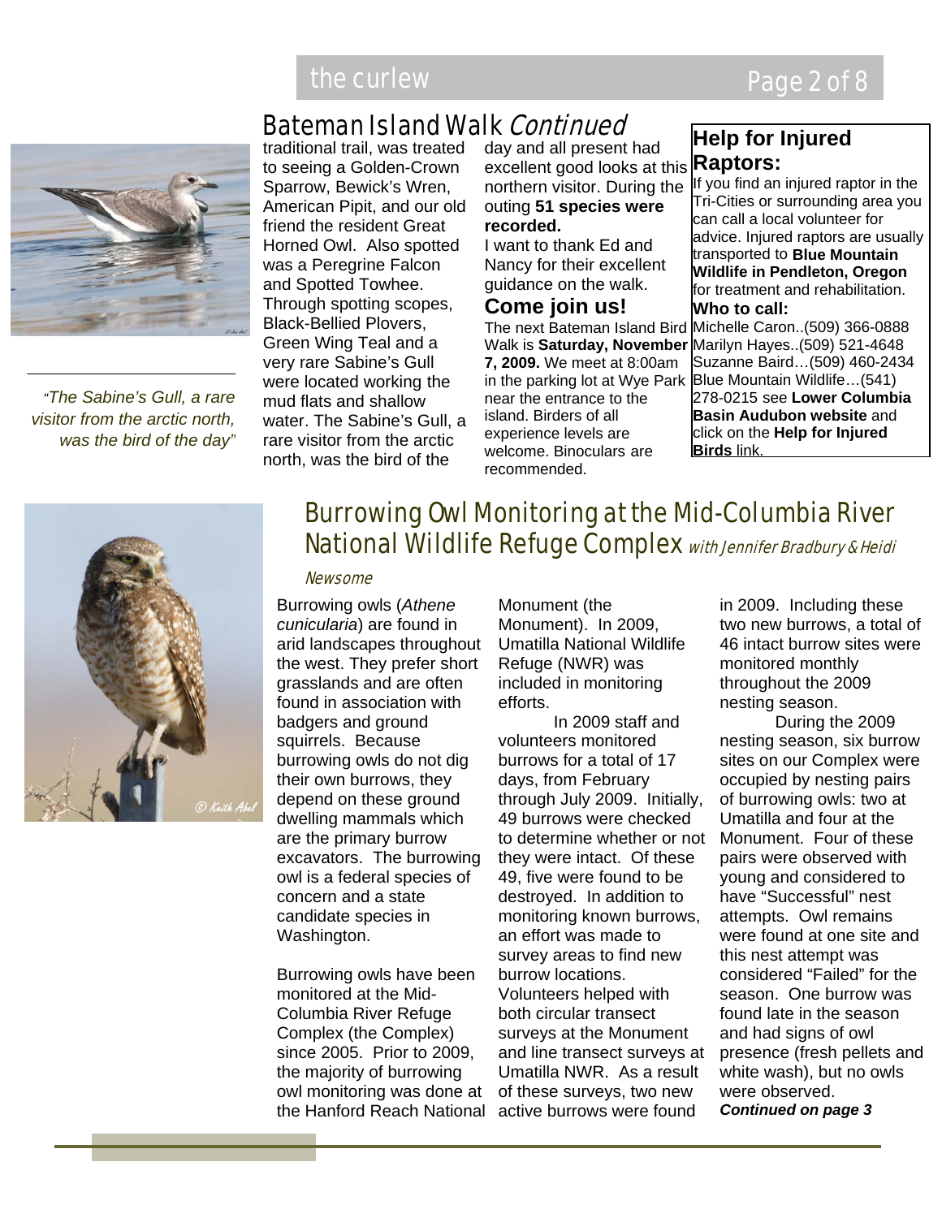## Bateman Island Walk *Continued*

traditional trail, was treated to seeing a Golden-Crown Sparrow, Bewick's Wren, American Pipit, and our old friend the resident Great Horned Owl. Also spotted was a Peregrine Falcon and Spotted Towhee. Through spotting scopes, Black-Bellied Plovers, Green Wing Teal and a very rare Sabine's Gull were located working the mud flats and shallow water. The Sabine's Gull, a rare visitor from the arctic north, was the bird of the day and all present had excellent good looks at this northern visitor. During the outing **51 species were recorded.**

I want to thank Ed and Nancy for their excellent guidance on the walk.

### Come join us!

The next Bateman Island Bird Walk is **Saturday, November 7, 2009.** We meet at 8:00am in the parking lot at Wye Park near the entrance to the island. Birders of all experience levels are welcome. Binoculars are recommended.

*"The Sabine's Gull, a rare visitor from the arctic north, was the bird of the day"*

### Help for Injured Raptors:

If you find an injured raptor in the Tri-Cities or surrounding area you can call a local volunteer for advice. Injured raptors are usually transported to **Blue Mountain Wildlife in Pendleton, Oregon** for treatment and rehabilitation.

**Who to call:**

Michelle Caron..(509) 366-0888
Marilyn Hayes..(509) 521-4648
Suzanne Baird…(509) 460-2434
Blue Mountain Wildlife…(541) 278-0215 see **Lower Columbia Basin Audubon website** and click on the **Help for Injured Birds** link.

## Burrowing Owl Monitoring at the Mid-Columbia River National Wildlife Refuge Complex *with Jennifer Bradbury & Heidi Newsome*

Burrowing owls (*Athene cunicularia*) are found in arid landscapes throughout the west. They prefer short grasslands and are often found in association with badgers and ground squirrels. Because burrowing owls do not dig their own burrows, they depend on these ground dwelling mammals which are the primary burrow excavators. The burrowing owl is a federal species of concern and a state candidate species in Washington.

Burrowing owls have been monitored at the Mid-Columbia River Refuge Complex (the Complex) since 2005. Prior to 2009, the majority of burrowing owl monitoring was done at the Hanford Reach National Monument (the Monument). In 2009, Umatilla National Wildlife Refuge (NWR) was included in monitoring efforts.

In 2009 staff and volunteers monitored burrows for a total of 17 days, from February through July 2009. Initially, 49 burrows were checked to determine whether or not they were intact. Of these 49, five were found to be destroyed. In addition to monitoring known burrows, an effort was made to survey areas to find new burrow locations. Volunteers helped with both circular transect surveys at the Monument and line transect surveys at Umatilla NWR. As a result of these surveys, two new active burrows were found in 2009. Including these two new burrows, a total of 46 intact burrow sites were monitored monthly throughout the 2009 nesting season.

During the 2009 nesting season, six burrow sites on our Complex were occupied by nesting pairs of burrowing owls: two at Umatilla and four at the Monument. Four of these pairs were observed with young and considered to have "Successful" nest attempts. Owl remains were found at one site and this nest attempt was considered "Failed" for the season. One burrow was found late in the season and had signs of owl presence (fresh pellets and white wash), but no owls were observed.

***Continued on page 3***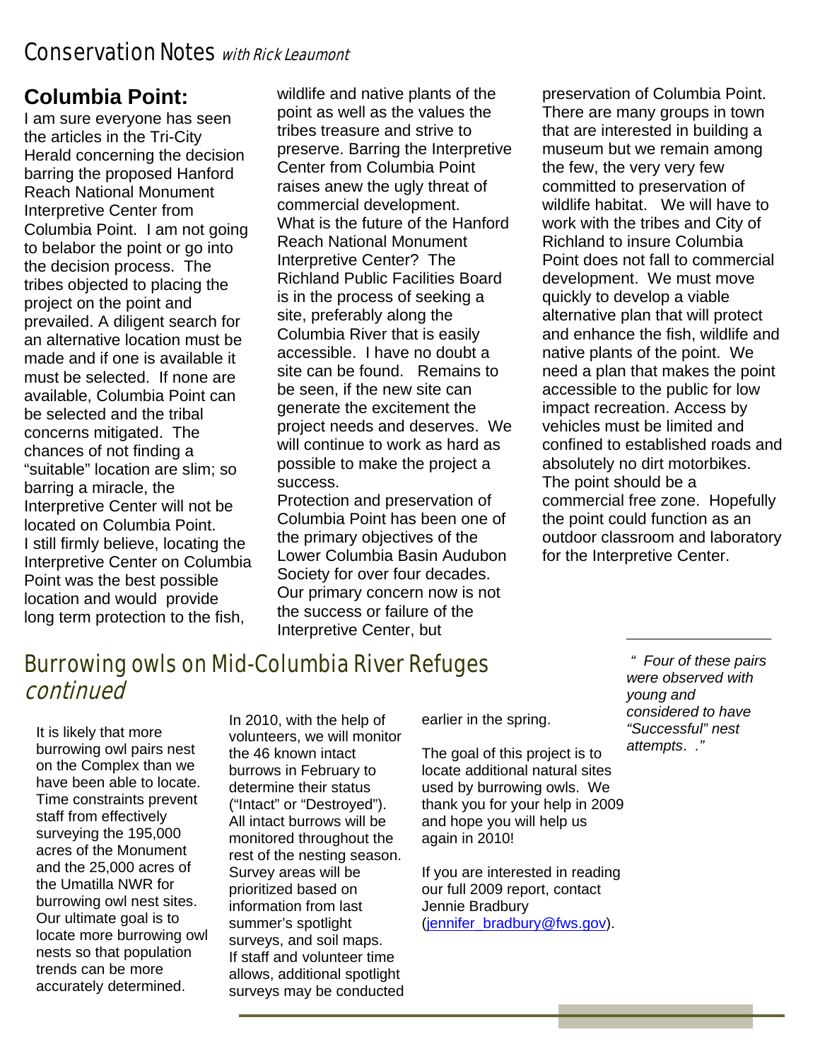# Conservation Notes *with Rick Leaumont*

## Columbia Point:

I am sure everyone has seen the articles in the Tri-City Herald concerning the decision barring the proposed Hanford Reach National Monument Interpretive Center from Columbia Point. I am not going to belabor the point or go into the decision process. The tribes objected to placing the project on the point and prevailed. A diligent search for an alternative location must be made and if one is available it must be selected. If none are available, Columbia Point can be selected and the tribal concerns mitigated. The chances of not finding a "suitable" location are slim; so barring a miracle, the Interpretive Center will not be located on Columbia Point.

I still firmly believe, locating the Interpretive Center on Columbia Point was the best possible location and would provide long term protection to the fish, wildlife and native plants of the point as well as the values the tribes treasure and strive to preserve. Barring the Interpretive Center from Columbia Point raises anew the ugly threat of commercial development.

What is the future of the Hanford Reach National Monument Interpretive Center? The Richland Public Facilities Board is in the process of seeking a site, preferably along the Columbia River that is easily accessible. I have no doubt a site can be found. Remains to be seen, if the new site can generate the excitement the project needs and deserves. We will continue to work as hard as possible to make the project a success.

Protection and preservation of Columbia Point has been one of the primary objectives of the Lower Columbia Basin Audubon Society for over four decades. Our primary concern now is not the success or failure of the Interpretive Center, but preservation of Columbia Point. There are many groups in town that are interested in building a museum but we remain among the few, the very very few committed to preservation of wildlife habitat. We will have to work with the tribes and City of Richland to insure Columbia Point does not fall to commercial development. We must move quickly to develop a viable alternative plan that will protect and enhance the fish, wildlife and native plants of the point. We need a plan that makes the point accessible to the public for low impact recreation. Access by vehicles must be limited and confined to established roads and absolutely no dirt motorbikes. The point should be a commercial free zone. Hopefully the point could function as an outdoor classroom and laboratory for the Interpretive Center.

# Burrowing owls on Mid-Columbia River Refuges *continued*

It is likely that more burrowing owl pairs nest on the Complex than we have been able to locate. Time constraints prevent staff from effectively surveying the 195,000 acres of the Monument and the 25,000 acres of the Umatilla NWR for burrowing owl nest sites. Our ultimate goal is to locate more burrowing owl nests so that population trends can be more accurately determined.

In 2010, with the help of volunteers, we will monitor the 46 known intact burrows in February to determine their status ("Intact" or "Destroyed"). All intact burrows will be monitored throughout the rest of the nesting season. Survey areas will be prioritized based on information from last summer's spotlight surveys, and soil maps. If staff and volunteer time allows, additional spotlight surveys may be conducted earlier in the spring.

The goal of this project is to locate additional natural sites used by burrowing owls. We thank you for your help in 2009 and hope you will help us again in 2010!

If you are interested in reading our full 2009 report, contact Jennie Bradbury (jennifer_bradbury@fws.gov).

*" Four of these pairs were observed with young and considered to have "Successful" nest attempts. ."*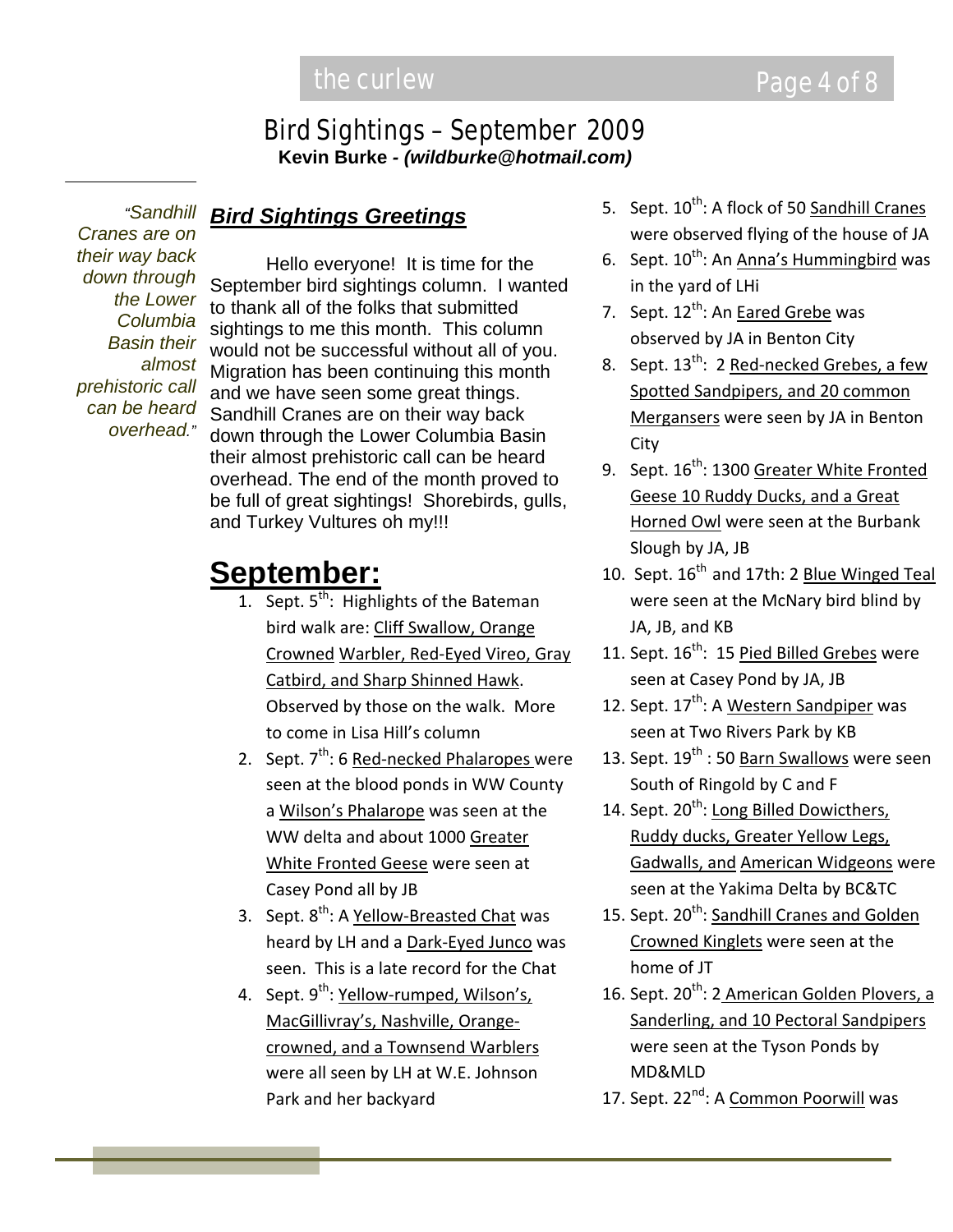# Bird Sightings – September 2009

**Kevin Burke - *(wildburke@hotmail.com)***

*"Sandhill Cranes are on their way back down through the Lower Columbia Basin their almost prehistoric call can be heard overhead."*

### ***Bird Sightings Greetings***

Hello everyone! It is time for the September bird sightings column. I wanted to thank all of the folks that submitted sightings to me this month. This column would not be successful without all of you. Migration has been continuing this month and we have seen some great things. Sandhill Cranes are on their way back down through the Lower Columbia Basin their almost prehistoric call can be heard overhead. The end of the month proved to be full of great sightings! Shorebirds, gulls, and Turkey Vultures oh my!!!

## September:

1. Sept. 5th: Highlights of the Bateman bird walk are: Cliff Swallow, Orange Crowned Warbler, Red-Eyed Vireo, Gray Catbird, and Sharp Shinned Hawk. Observed by those on the walk. More to come in Lisa Hill's column
2. Sept. 7th: 6 Red-necked Phalaropes were seen at the blood ponds in WW County a Wilson's Phalarope was seen at the WW delta and about 1000 Greater White Fronted Geese were seen at Casey Pond all by JB
3. Sept. 8th: A Yellow-Breasted Chat was heard by LH and a Dark-Eyed Junco was seen. This is a late record for the Chat
4. Sept. 9th: Yellow-rumped, Wilson's, MacGillivray's, Nashville, Orange-crowned, and a Townsend Warblers were all seen by LH at W.E. Johnson Park and her backyard
5. Sept. 10th: A flock of 50 Sandhill Cranes were observed flying of the house of JA
6. Sept. 10th: An Anna's Hummingbird was in the yard of LHi
7. Sept. 12th: An Eared Grebe was observed by JA in Benton City
8. Sept. 13th: 2 Red-necked Grebes, a few Spotted Sandpipers, and 20 common Mergansers were seen by JA in Benton City
9. Sept. 16th: 1300 Greater White Fronted Geese 10 Ruddy Ducks, and a Great Horned Owl were seen at the Burbank Slough by JA, JB
10. Sept. 16th and 17th: 2 Blue Winged Teal were seen at the McNary bird blind by JA, JB, and KB
11. Sept. 16th: 15 Pied Billed Grebes were seen at Casey Pond by JA, JB
12. Sept. 17th: A Western Sandpiper was seen at Two Rivers Park by KB
13. Sept. 19th : 50 Barn Swallows were seen South of Ringold by C and F
14. Sept. 20th: Long Billed Dowicthers, Ruddy ducks, Greater Yellow Legs, Gadwalls, and American Widgeons were seen at the Yakima Delta by BC&TC
15. Sept. 20th: Sandhill Cranes and Golden Crowned Kinglets were seen at the home of JT
16. Sept. 20th: 2 American Golden Plovers, a Sanderling, and 10 Pectoral Sandpipers were seen at the Tyson Ponds by MD&MLD
17. Sept. 22nd: A Common Poorwill was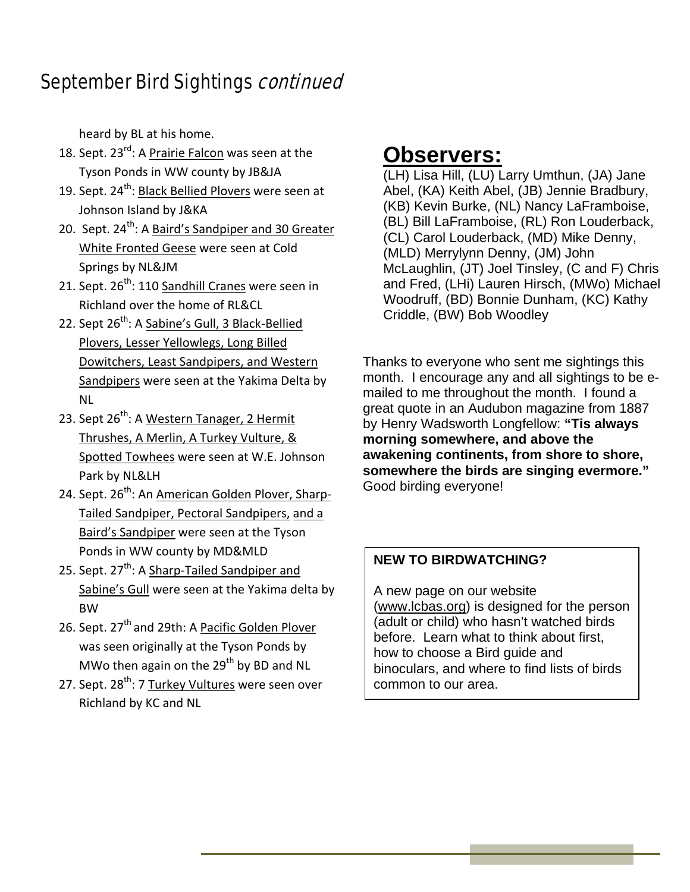# September Bird Sightings *continued*

heard by BL at his home.

18. Sept. 23rd: A Prairie Falcon was seen at the Tyson Ponds in WW county by JB&JA
19. Sept. 24th: Black Bellied Plovers were seen at Johnson Island by J&KA
20. Sept. 24th: A Baird's Sandpiper and 30 Greater White Fronted Geese were seen at Cold Springs by NL&JM
21. Sept. 26th: 110 Sandhill Cranes were seen in Richland over the home of RL&CL
22. Sept 26th: A Sabine's Gull, 3 Black-Bellied Plovers, Lesser Yellowlegs, Long Billed Dowitchers, Least Sandpipers, and Western Sandpipers were seen at the Yakima Delta by NL
23. Sept 26th: A Western Tanager, 2 Hermit Thrushes, A Merlin, A Turkey Vulture, & Spotted Towhees were seen at W.E. Johnson Park by NL&LH
24. Sept. 26th: An American Golden Plover, Sharp-Tailed Sandpiper, Pectoral Sandpipers, and a Baird's Sandpiper were seen at the Tyson Ponds in WW county by MD&MLD
25. Sept. 27th: A Sharp-Tailed Sandpiper and Sabine's Gull were seen at the Yakima delta by BW
26. Sept. 27th and 29th: A Pacific Golden Plover was seen originally at the Tyson Ponds by MWo then again on the 29th by BD and NL
27. Sept. 28th: 7 Turkey Vultures were seen over Richland by KC and NL

## Observers:

(LH) Lisa Hill, (LU) Larry Umthun, (JA) Jane Abel, (KA) Keith Abel, (JB) Jennie Bradbury, (KB) Kevin Burke, (NL) Nancy LaFramboise, (BL) Bill LaFramboise, (RL) Ron Louderback, (CL) Carol Louderback, (MD) Mike Denny, (MLD) Merrylynn Denny, (JM) John McLaughlin, (JT) Joel Tinsley, (C and F) Chris and Fred, (LHi) Lauren Hirsch, (MWo) Michael Woodruff, (BD) Bonnie Dunham, (KC) Kathy Criddle, (BW) Bob Woodley

Thanks to everyone who sent me sightings this month. I encourage any and all sightings to be e-mailed to me throughout the month. I found a great quote in an Audubon magazine from 1887 by Henry Wadsworth Longfellow: **"Tis always morning somewhere, and above the awakening continents, from shore to shore, somewhere the birds are singing evermore."** Good birding everyone!

**NEW TO BIRDWATCHING?**

A new page on our website (www.lcbas.org) is designed for the person (adult or child) who hasn't watched birds before. Learn what to think about first, how to choose a Bird guide and binoculars, and where to find lists of birds common to our area.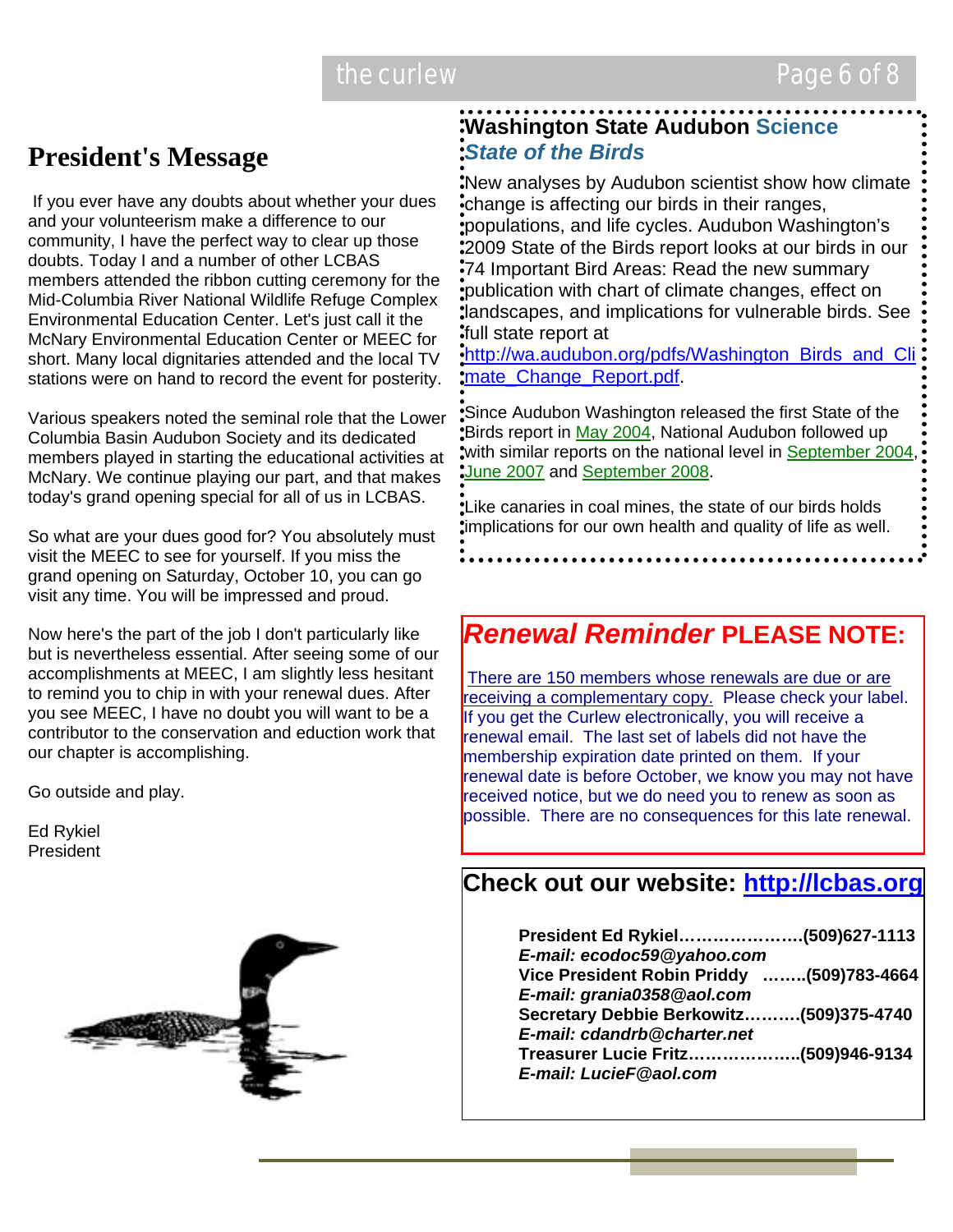## President's Message

If you ever have any doubts about whether your dues and your volunteerism make a difference to our community, I have the perfect way to clear up those doubts. Today I and a number of other LCBAS members attended the ribbon cutting ceremony for the Mid-Columbia River National Wildlife Refuge Complex Environmental Education Center. Let's just call it the McNary Environmental Education Center or MEEC for short. Many local dignitaries attended and the local TV stations were on hand to record the event for posterity.

Various speakers noted the seminal role that the Lower Columbia Basin Audubon Society and its dedicated members played in starting the educational activities at McNary. We continue playing our part, and that makes today's grand opening special for all of us in LCBAS.

So what are your dues good for? You absolutely must visit the MEEC to see for yourself. If you miss the grand opening on Saturday, October 10, you can go visit any time. You will be impressed and proud.

Now here's the part of the job I don't particularly like but is nevertheless essential. After seeing some of our accomplishments at MEEC, I am slightly less hesitant to remind you to chip in with your renewal dues. After you see MEEC, I have no doubt you will want to be a contributor to the conservation and eduction work that our chapter is accomplishing.

Go outside and play.

Ed Rykiel
President

## Washington State Audubon Science

### *State of the Birds*

New analyses by Audubon scientist show how climate change is affecting our birds in their ranges, populations, and life cycles. Audubon Washington's 2009 State of the Birds report looks at our birds in our 74 Important Bird Areas: Read the new summary publication with chart of climate changes, effect on landscapes, and implications for vulnerable birds. See full state report at http://wa.audubon.org/pdfs/Washington_Birds_and_Climate_Change_Report.pdf.

Since Audubon Washington released the first State of the Birds report in May 2004, National Audubon followed up with similar reports on the national level in September 2004, June 2007 and September 2008.

Like canaries in coal mines, the state of our birds holds implications for our own health and quality of life as well.

## *Renewal Reminder* PLEASE NOTE:

There are 150 members whose renewals are due or are receiving a complementary copy. Please check your label. If you get the Curlew electronically, you will receive a renewal email. The last set of labels did not have the membership expiration date printed on them. If your renewal date is before October, we know you may not have received notice, but we do need you to renew as soon as possible. There are no consequences for this late renewal.

## Check out our website: http://lcbas.org

**President Ed Rykiel…………………(509)627-1113**
***E-mail: ecodoc59@yahoo.com***
**Vice President Robin Priddy ……..(509)783-4664**
***E-mail: grania0358@aol.com***
**Secretary Debbie Berkowitz……….(509)375-4740**
***E-mail: cdandrb@charter.net***
**Treasurer Lucie Fritz……………….(509)946-9134**
***E-mail: LucieF@aol.com***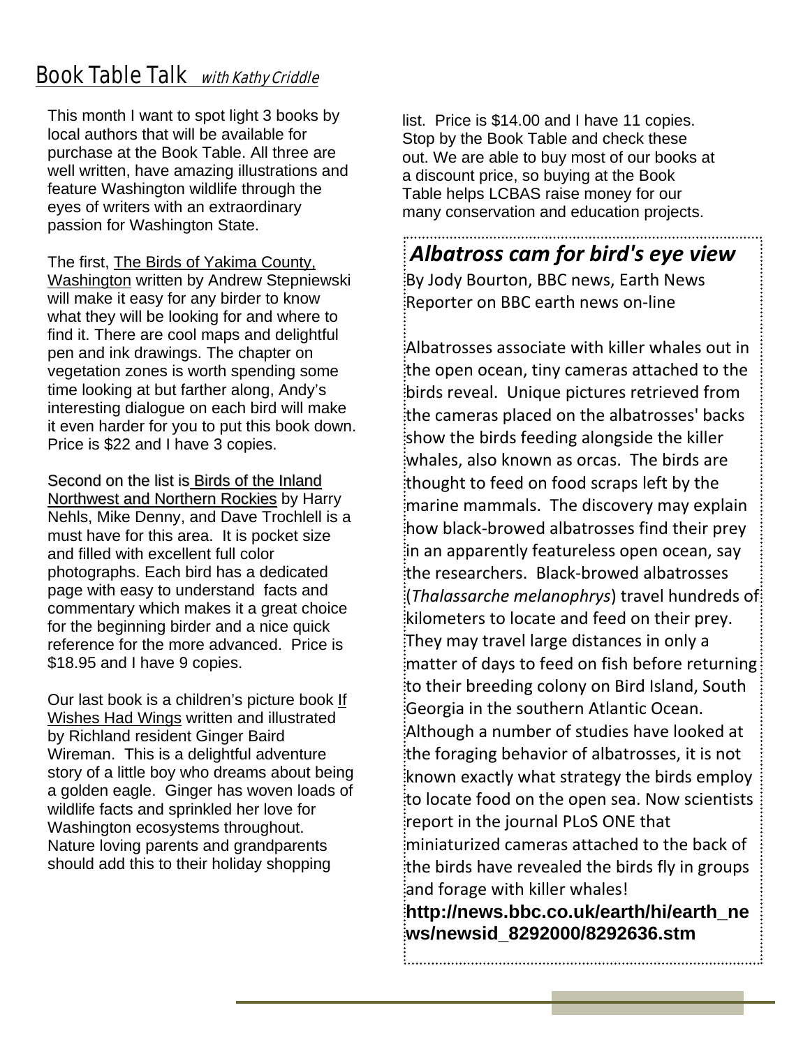## Book Table Talk *with Kathy Criddle*

This month I want to spot light 3 books by local authors that will be available for purchase at the Book Table. All three are well written, have amazing illustrations and feature Washington wildlife through the eyes of writers with an extraordinary passion for Washington State.

The first, The Birds of Yakima County, Washington written by Andrew Stepniewski will make it easy for any birder to know what they will be looking for and where to find it. There are cool maps and delightful pen and ink drawings. The chapter on vegetation zones is worth spending some time looking at but farther along, Andy's interesting dialogue on each bird will make it even harder for you to put this book down. Price is $22 and I have 3 copies.

Second on the list is Birds of the Inland Northwest and Northern Rockies by Harry Nehls, Mike Denny, and Dave Trochlell is a must have for this area. It is pocket size and filled with excellent full color photographs. Each bird has a dedicated page with easy to understand facts and commentary which makes it a great choice for the beginning birder and a nice quick reference for the more advanced. Price is $18.95 and I have 9 copies.

Our last book is a children's picture book If Wishes Had Wings written and illustrated by Richland resident Ginger Baird Wireman. This is a delightful adventure story of a little boy who dreams about being a golden eagle. Ginger has woven loads of wildlife facts and sprinkled her love for Washington ecosystems throughout. Nature loving parents and grandparents should add this to their holiday shopping list. Price is $14.00 and I have 11 copies. Stop by the Book Table and check these out. We are able to buy most of our books at a discount price, so buying at the Book Table helps LCBAS raise money for our many conservation and education projects.

## *Albatross cam for bird's eye view*

By Jody Bourton, BBC news, Earth News Reporter on BBC earth news on-line

Albatrosses associate with killer whales out in the open ocean, tiny cameras attached to the birds reveal. Unique pictures retrieved from the cameras placed on the albatrosses' backs show the birds feeding alongside the killer whales, also known as orcas. The birds are thought to feed on food scraps left by the marine mammals. The discovery may explain how black-browed albatrosses find their prey in an apparently featureless open ocean, say the researchers. Black-browed albatrosses (*Thalassarche melanophrys*) travel hundreds of kilometers to locate and feed on their prey. They may travel large distances in only a matter of days to feed on fish before returning to their breeding colony on Bird Island, South Georgia in the southern Atlantic Ocean. Although a number of studies have looked at the foraging behavior of albatrosses, it is not known exactly what strategy the birds employ to locate food on the open sea. Now scientists report in the journal PLoS ONE that miniaturized cameras attached to the back of the birds have revealed the birds fly in groups and forage with killer whales!

**http://news.bbc.co.uk/earth/hi/earth_news/newsid_8292000/8292636.stm**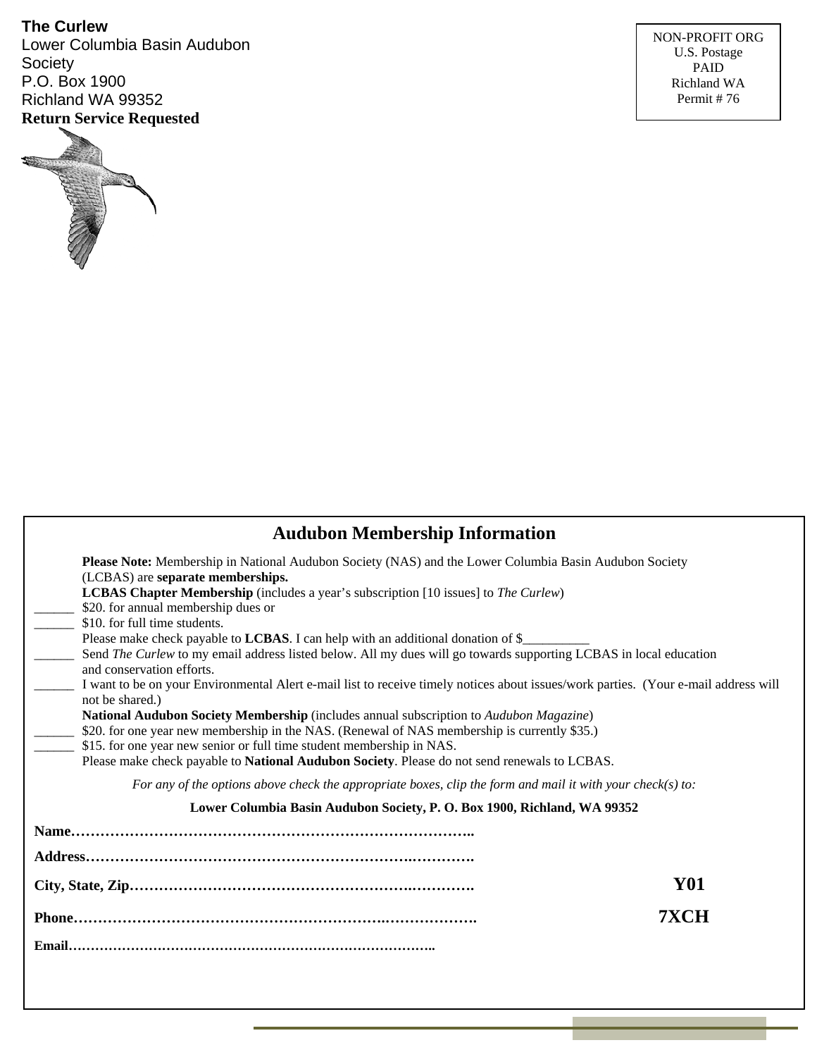**The Curlew**
Lower Columbia Basin Audubon Society
P.O. Box 1900
Richland WA 99352
**Return Service Requested**

NON-PROFIT ORG
U.S. Postage
PAID
Richland WA
Permit # 76

## Audubon Membership Information

**Please Note:** Membership in National Audubon Society (NAS) and the Lower Columbia Basin Audubon Society (LCBAS) are **separate memberships.**

**LCBAS Chapter Membership** (includes a year's subscription [10 issues] to *The Curlew*)

______ $20. for annual membership dues or

______ $10. for full time students.

Please make check payable to **LCBAS**. I can help with an additional donation of $__________

______ Send *The Curlew* to my email address listed below. All my dues will go towards supporting LCBAS in local education and conservation efforts.

______ I want to be on your Environmental Alert e-mail list to receive timely notices about issues/work parties. (Your e-mail address will not be shared.)

**National Audubon Society Membership** (includes annual subscription to *Audubon Magazine*)

______ $20. for one year new membership in the NAS. (Renewal of NAS membership is currently $35.)

______ $15. for one year new senior or full time student membership in NAS.

Please make check payable to **National Audubon Society**. Please do not send renewals to LCBAS.

*For any of the options above check the appropriate boxes, clip the form and mail it with your check(s) to:*

**Lower Columbia Basin Audubon Society, P. O. Box 1900, Richland, WA 99352**

**Name……………………………………………………………………..**

**Address………………………………………………………….………….**

**City, State, Zip…………………………………………………….………….** **Y01**

**Phone……………………………………………………….……………….** **7XCH**

**Email……………………………………………………………………..**